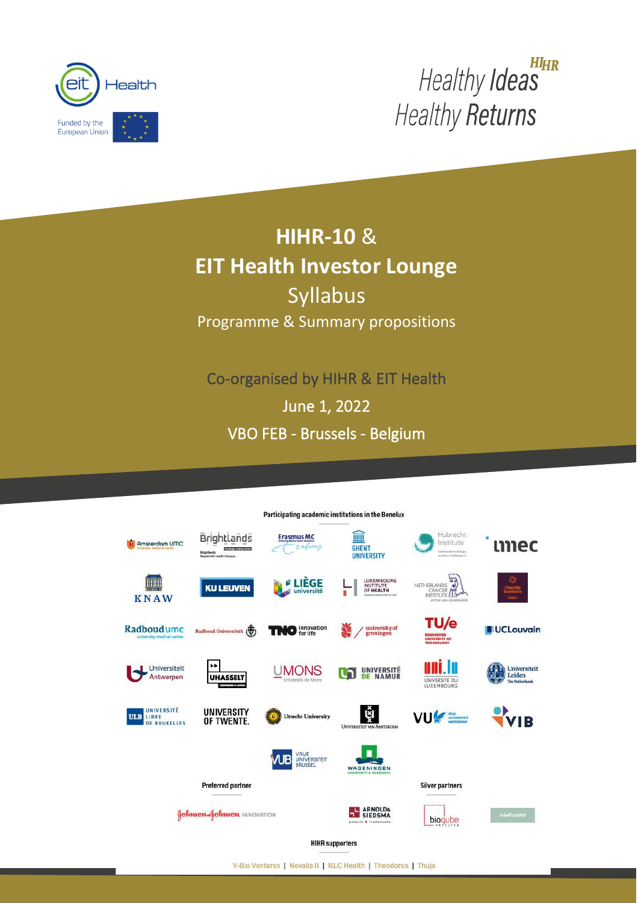Funded by the European Union

Healthy Ideas Healthy Returns

# HIHR-10 & EIT Health Investor Lounge

## Syllabus

Programme & Summary propositions

Co-organised by HIHR & EIT Health

June 1, 2022

VBO FEB - Brussels - Belgium

**Participating academic institutions in the Benelux**

Amsterdam UMC | Brightlands | Erasmus MC | Ghent University | Hubrecht Institute | imec | KNAW | KU Leuven | Liège université | Luxembourg Institute of Health | Netherlands Cancer Institute | Oncode Institute | Radboudumc | Radboud Universiteit | TNO innovation for life | University of Groningen | TU/e Eindhoven University of Technology | UCLouvain | Universiteit Antwerpen | UHasselt | UMONS | Université de Namur | Université du Luxembourg | Universiteit Leiden | Université Libre de Bruxelles | University of Twente | Utrecht University | Universiteit van Amsterdam | VU Vrije Universiteit Amsterdam | VIB | VUB Vrije Universiteit Brussel | Wageningen University & Research

**Preferred partner**

Johnson & Johnson Innovation | Arnold & Siedsma

**Silver partners**

bioqube ventures | Inkef capital

**HIHR supporters**

V-Bio Ventures | Novalis II | NLC Health | Theodorus | Thuja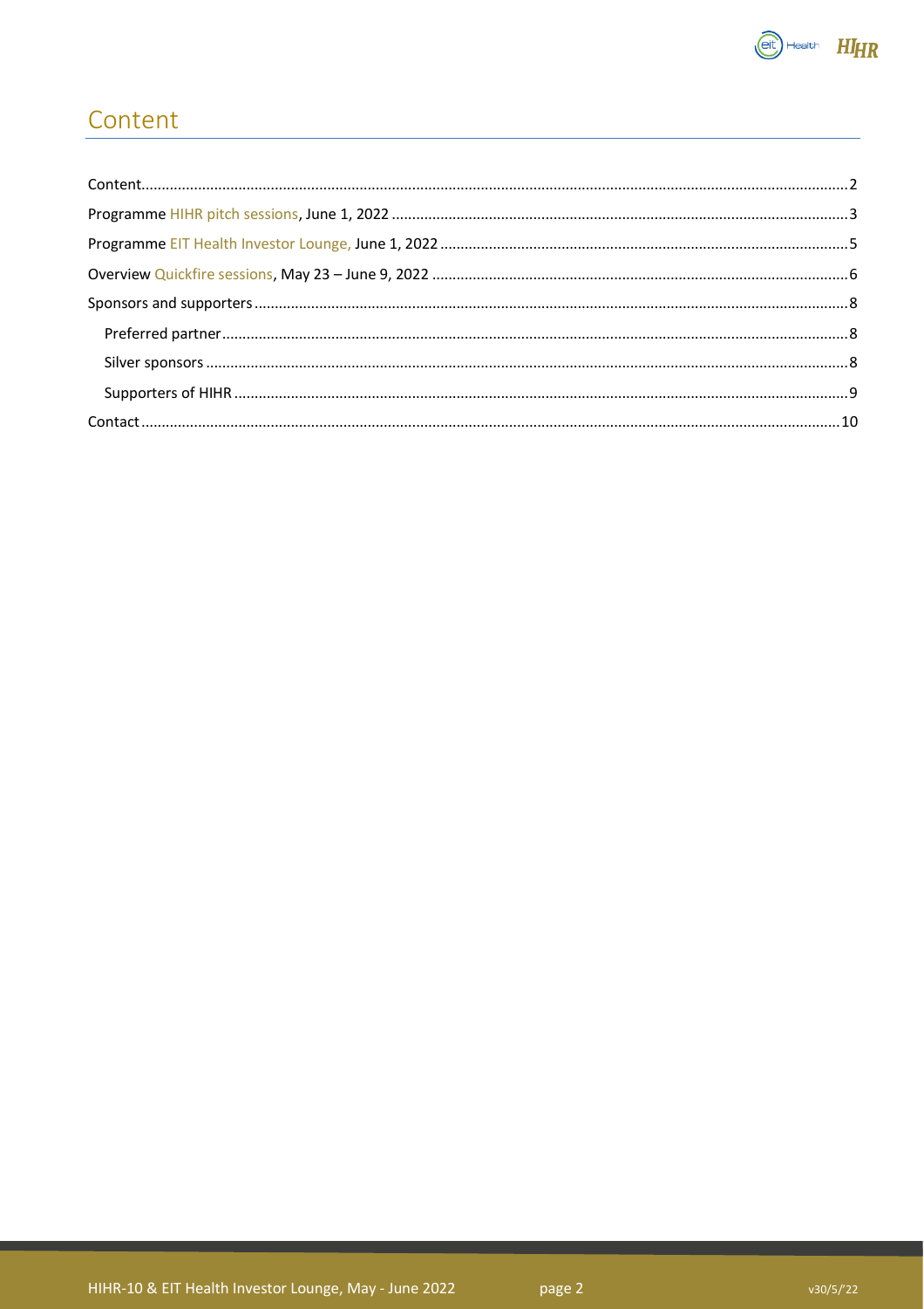# Content

Content .......... 2

Programme HIHR pitch sessions, June 1, 2022 .......... 3

Programme EIT Health Investor Lounge, June 1, 2022 .......... 5

Overview Quickfire sessions, May 23 – June 9, 2022 .......... 6

Sponsors and supporters .......... 8

- Preferred partner .......... 8
- Silver sponsors .......... 8
- Supporters of HIHR .......... 9

Contact .......... 10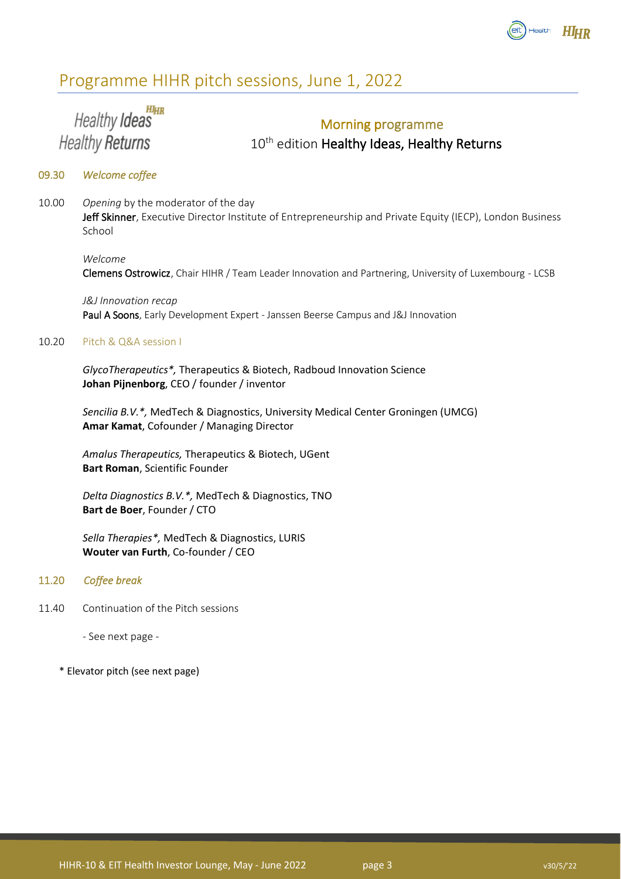# Programme HIHR pitch sessions, June 1, 2022

## Morning programme

### 10th edition Healthy Ideas, Healthy Returns

09.30 *Welcome coffee*

10.00 *Opening* by the moderator of the day
**Jeff Skinner**, Executive Director Institute of Entrepreneurship and Private Equity (IECP), London Business School

*Welcome*
**Clemens Ostrowicz**, Chair HIHR / Team Leader Innovation and Partnering, University of Luxembourg - LCSB

*J&J Innovation recap*
**Paul A Soons**, Early Development Expert - Janssen Beerse Campus and J&J Innovation

10.20 Pitch & Q&A session I

*GlycoTherapeutics*,* Therapeutics & Biotech, Radboud Innovation Science
**Johan Pijnenborg**, CEO / founder / inventor

*Sencilia B.V.*,* MedTech & Diagnostics, University Medical Center Groningen (UMCG)
**Amar Kamat**, Cofounder / Managing Director

*Amalus Therapeutics,* Therapeutics & Biotech, UGent
**Bart Roman**, Scientific Founder

*Delta Diagnostics B.V.*,* MedTech & Diagnostics, TNO
**Bart de Boer**, Founder / CTO

*Sella Therapies*,* MedTech & Diagnostics, LURIS
**Wouter van Furth**, Co-founder / CEO

11.20 *Coffee break*

11.40 Continuation of the Pitch sessions

- See next page -

\* Elevator pitch (see next page)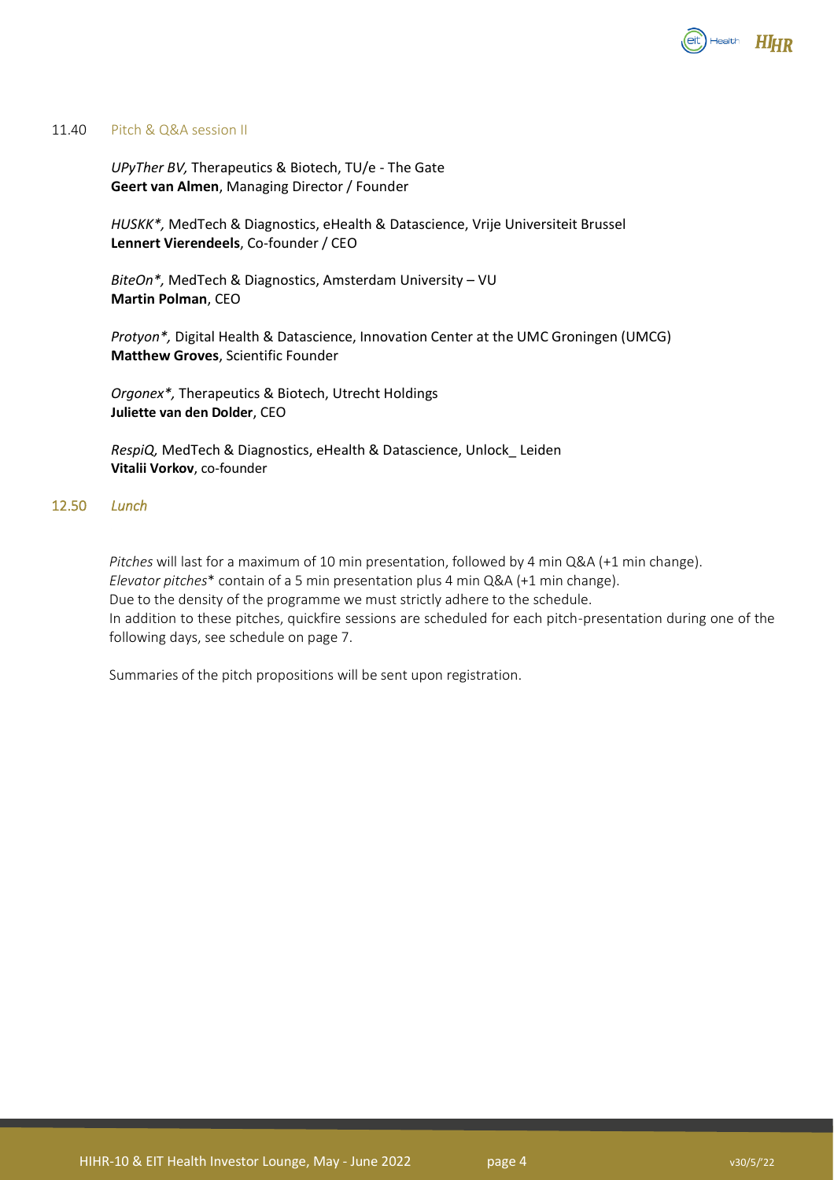11.40 Pitch & Q&A session II

*UPyTher BV,* Therapeutics & Biotech, TU/e - The Gate
**Geert van Almen**, Managing Director / Founder

*HUSKK*,* MedTech & Diagnostics, eHealth & Datascience, Vrije Universiteit Brussel
**Lennert Vierendeels**, Co-founder / CEO

*BiteOn*,* MedTech & Diagnostics, Amsterdam University – VU
**Martin Polman**, CEO

*Protyon*,* Digital Health & Datascience, Innovation Center at the UMC Groningen (UMCG)
**Matthew Groves**, Scientific Founder

*Orgonex*,* Therapeutics & Biotech, Utrecht Holdings
**Juliette van den Dolder**, CEO

*RespiQ,* MedTech & Diagnostics, eHealth & Datascience, Unlock_ Leiden
**Vitalii Vorkov**, co-founder

12.50 *Lunch*

*Pitches* will last for a maximum of 10 min presentation, followed by 4 min Q&A (+1 min change).
*Elevator pitches** contain of a 5 min presentation plus 4 min Q&A (+1 min change).
Due to the density of the programme we must strictly adhere to the schedule.
In addition to these pitches, quickfire sessions are scheduled for each pitch-presentation during one of the following days, see schedule on page 7.

Summaries of the pitch propositions will be sent upon registration.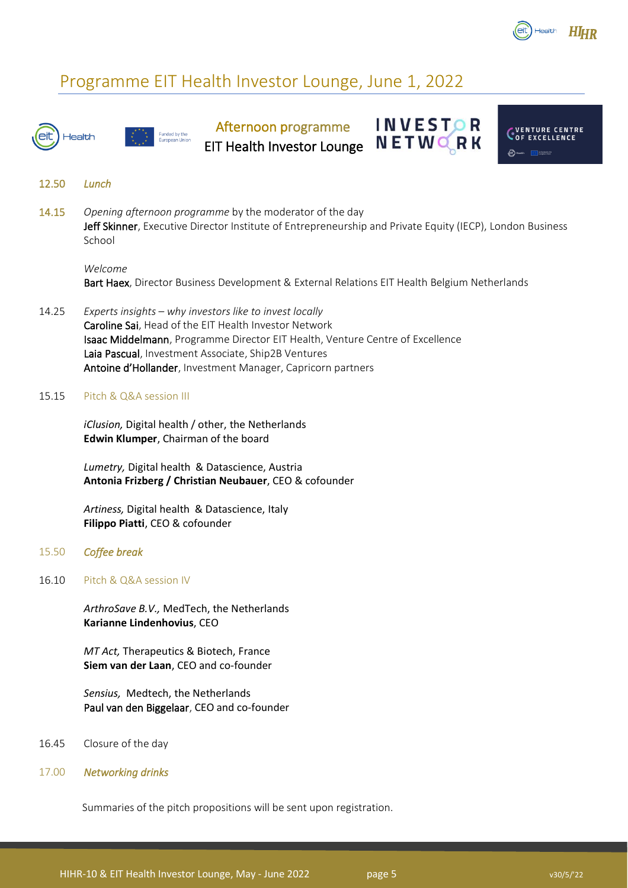# Programme EIT Health Investor Lounge, June 1, 2022

## Afternoon programme
## EIT Health Investor Lounge

**12.50** *Lunch*

**14.15** *Opening afternoon programme* by the moderator of the day
**Jeff Skinner**, Executive Director Institute of Entrepreneurship and Private Equity (IECP), London Business School

*Welcome*
**Bart Haex**, Director Business Development & External Relations EIT Health Belgium Netherlands

14.25 *Experts insights – why investors like to invest locally*
**Caroline Sai**, Head of the EIT Health Investor Network
**Isaac Middelmann**, Programme Director EIT Health, Venture Centre of Excellence
**Laia Pascual**, Investment Associate, Ship2B Ventures
**Antoine d'Hollander**, Investment Manager, Capricorn partners

15.15 Pitch & Q&A session III

*iClusion,* Digital health / other, the Netherlands
**Edwin Klumper**, Chairman of the board

*Lumetry,* Digital health & Datascience, Austria
**Antonia Frizberg / Christian Neubauer**, CEO & cofounder

*Artiness,* Digital health & Datascience, Italy
**Filippo Piatti**, CEO & cofounder

15.50 *Coffee break*

16.10 Pitch & Q&A session IV

*ArthroSave B.V.,* MedTech, the Netherlands
**Karianne Lindenhovius**, CEO

*MT Act,* Therapeutics & Biotech, France
**Siem van der Laan**, CEO and co-founder

*Sensius,* Medtech, the Netherlands
**Paul van den Biggelaar**, CEO and co-founder

16.45 Closure of the day

17.00 *Networking drinks*

Summaries of the pitch propositions will be sent upon registration.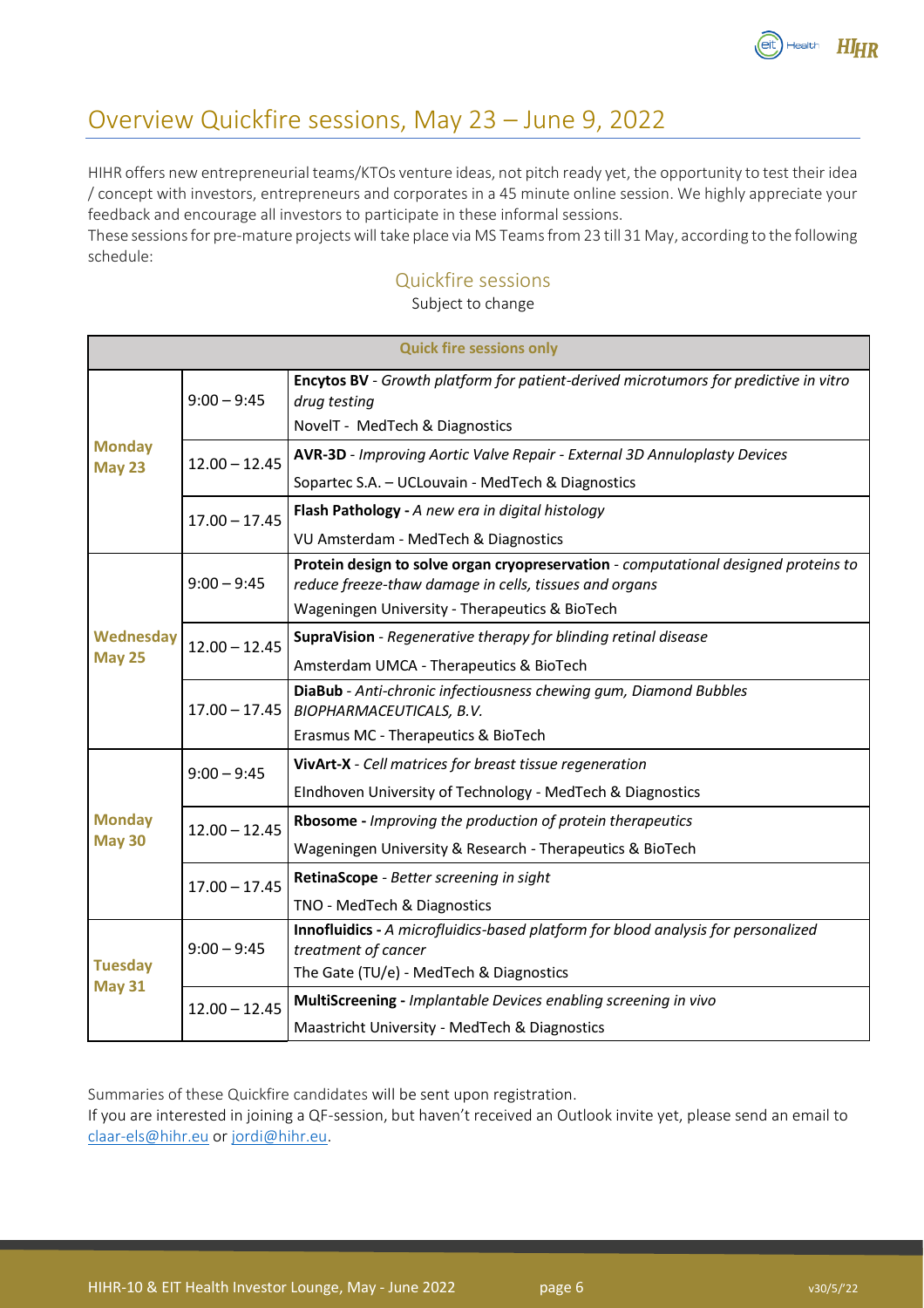# Overview Quickfire sessions, May 23 – June 9, 2022

HIHR offers new entrepreneurial teams/KTOs venture ideas, not pitch ready yet, the opportunity to test their idea / concept with investors, entrepreneurs and corporates in a 45 minute online session. We highly appreciate your feedback and encourage all investors to participate in these informal sessions.
These sessions for pre-mature projects will take place via MS Teams from 23 till 31 May, according to the following schedule:

## Quickfire sessions

Subject to change

| Quick fire sessions only | | |
|---|---|---|
| **Monday May 23** | 9:00 – 9:45 | **Encytos BV** - *Growth platform for patient-derived microtumors for predictive in vitro drug testing*<br>NovelT - MedTech & Diagnostics |
| | 12.00 – 12.45 | **AVR-3D** - *Improving Aortic Valve Repair - External 3D Annuloplasty Devices*<br>Sopartec S.A. – UCLouvain - MedTech & Diagnostics |
| | 17.00 – 17.45 | **Flash Pathology -** *A new era in digital histology*<br>VU Amsterdam - MedTech & Diagnostics |
| **Wednesday May 25** | 9:00 – 9:45 | **Protein design to solve organ cryopreservation** - *computational designed proteins to reduce freeze-thaw damage in cells, tissues and organs*<br>Wageningen University - Therapeutics & BioTech |
| | 12.00 – 12.45 | **SupraVision** - *Regenerative therapy for blinding retinal disease*<br>Amsterdam UMCA - Therapeutics & BioTech |
| | 17.00 – 17.45 | **DiaBub** - *Anti-chronic infectiousness chewing gum, Diamond Bubbles BIOPHARMACEUTICALS, B.V.*<br>Erasmus MC - Therapeutics & BioTech |
| **Monday May 30** | 9:00 – 9:45 | **VivArt-X** - *Cell matrices for breast tissue regeneration*<br>EIndhoven University of Technology - MedTech & Diagnostics |
| | 12.00 – 12.45 | **Rbosome -** *Improving the production of protein therapeutics*<br>Wageningen University & Research - Therapeutics & BioTech |
| | 17.00 – 17.45 | **RetinaScope** - *Better screening in sight*<br>TNO - MedTech & Diagnostics |
| **Tuesday May 31** | 9:00 – 9:45 | **Innofluidics -** *A microfluidics-based platform for blood analysis for personalized treatment of cancer*<br>The Gate (TU/e) - MedTech & Diagnostics |
| | 12.00 – 12.45 | **MultiScreening -** *Implantable Devices enabling screening in vivo*<br>Maastricht University - MedTech & Diagnostics |

Summaries of these Quickfire candidates will be sent upon registration.
If you are interested in joining a QF-session, but haven't received an Outlook invite yet, please send an email to claar-els@hihr.eu or jordi@hihr.eu.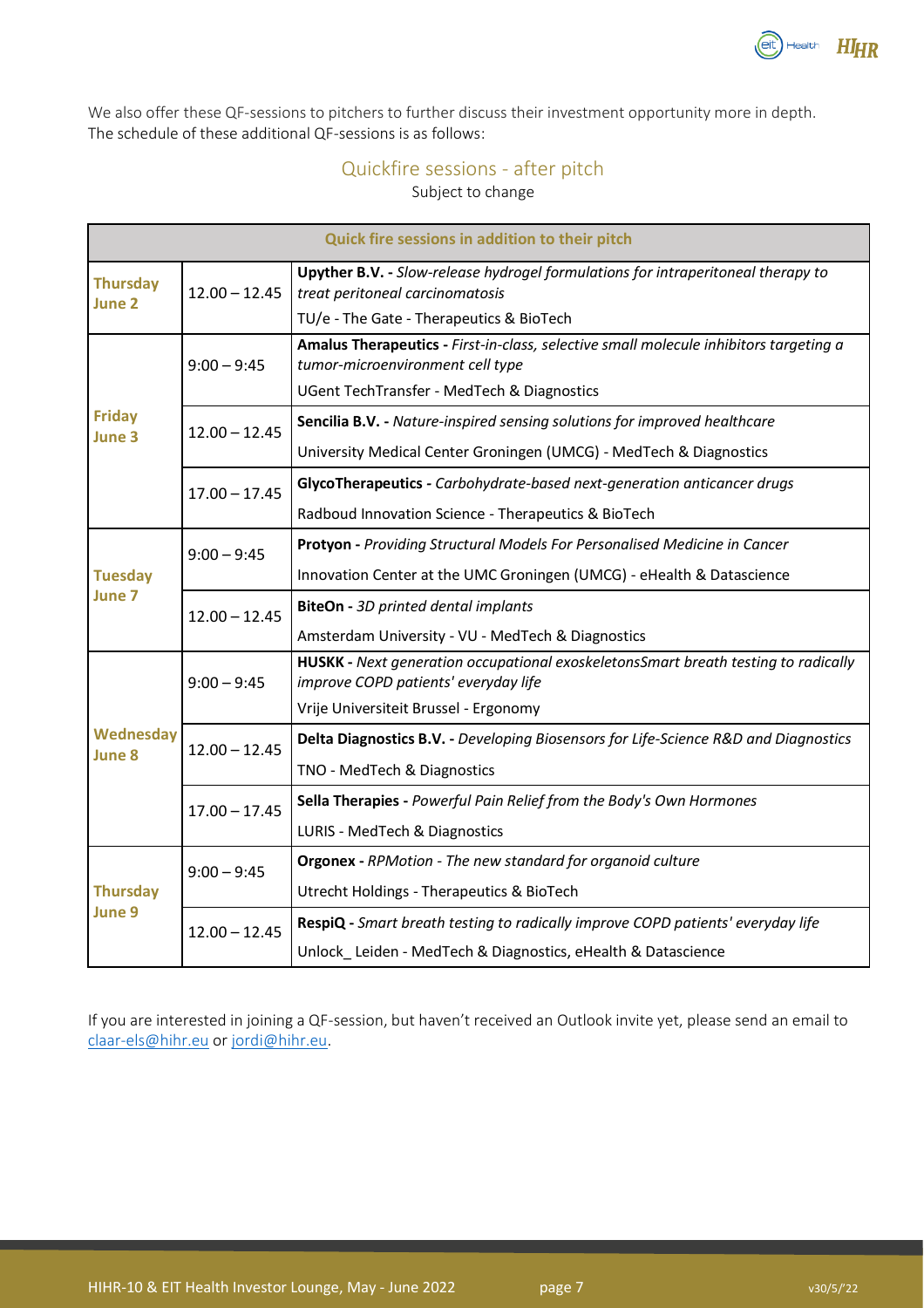We also offer these QF-sessions to pitchers to further discuss their investment opportunity more in depth. The schedule of these additional QF-sessions is as follows:

## Quickfire sessions - after pitch

Subject to change

| Quick fire sessions in addition to their pitch | | |
|---|---|---|
| **Thursday June 2** | 12.00 – 12.45 | **Upyther B.V. -** *Slow-release hydrogel formulations for intraperitoneal therapy to treat peritoneal carcinomatosis*<br>TU/e - The Gate - Therapeutics & BioTech |
| **Friday June 3** | 9:00 – 9:45 | **Amalus Therapeutics -** *First-in-class, selective small molecule inhibitors targeting a tumor-microenvironment cell type*<br>UGent TechTransfer - MedTech & Diagnostics |
| | 12.00 – 12.45 | **Sencilia B.V. -** *Nature-inspired sensing solutions for improved healthcare*<br>University Medical Center Groningen (UMCG) - MedTech & Diagnostics |
| | 17.00 – 17.45 | **GlycoTherapeutics -** *Carbohydrate-based next-generation anticancer drugs*<br>Radboud Innovation Science - Therapeutics & BioTech |
| **Tuesday June 7** | 9:00 – 9:45 | **Protyon -** *Providing Structural Models For Personalised Medicine in Cancer*<br>Innovation Center at the UMC Groningen (UMCG) - eHealth & Datascience |
| | 12.00 – 12.45 | **BiteOn -** *3D printed dental implants*<br>Amsterdam University - VU - MedTech & Diagnostics |
| **Wednesday June 8** | 9:00 – 9:45 | **HUSKK -** *Next generation occupational exoskeletonsSmart breath testing to radically improve COPD patients' everyday life*<br>Vrije Universiteit Brussel - Ergonomy |
| | 12.00 – 12.45 | **Delta Diagnostics B.V. -** *Developing Biosensors for Life-Science R&D and Diagnostics*<br>TNO - MedTech & Diagnostics |
| | 17.00 – 17.45 | **Sella Therapies -** *Powerful Pain Relief from the Body's Own Hormones*<br>LURIS - MedTech & Diagnostics |
| **Thursday June 9** | 9:00 – 9:45 | **Orgonex -** *RPMotion - The new standard for organoid culture*<br>Utrecht Holdings - Therapeutics & BioTech |
| | 12.00 – 12.45 | **RespiQ -** *Smart breath testing to radically improve COPD patients' everyday life*<br>Unlock_ Leiden - MedTech & Diagnostics, eHealth & Datascience |

If you are interested in joining a QF-session, but haven't received an Outlook invite yet, please send an email to claar-els@hihr.eu or jordi@hihr.eu.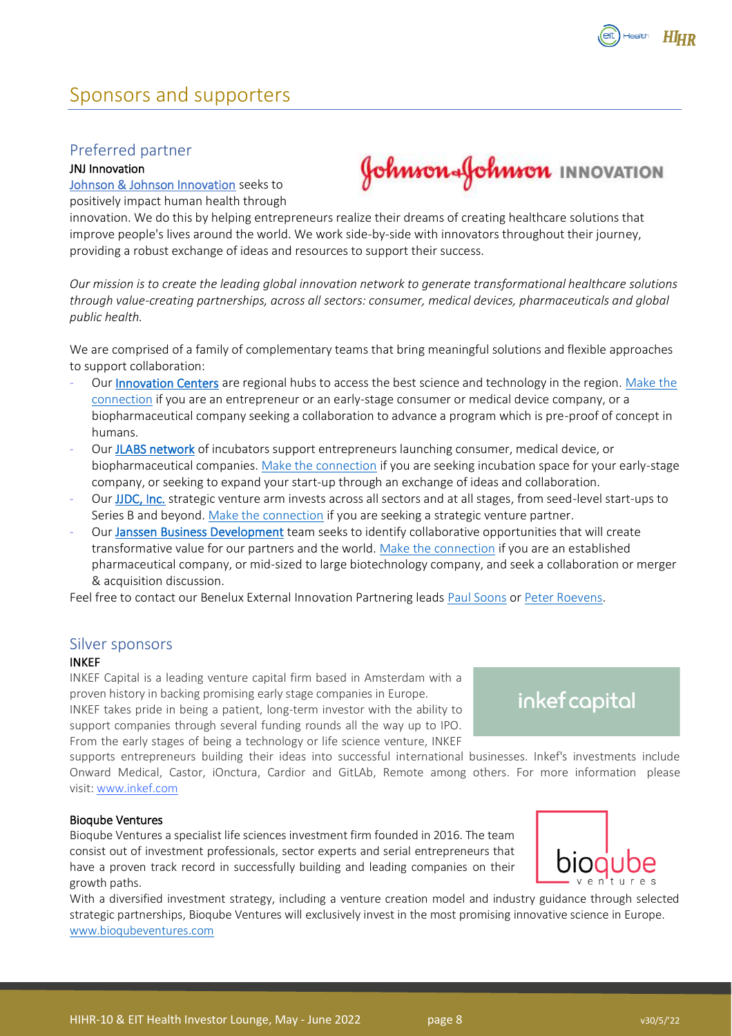# Sponsors and supporters

## Preferred partner

**JNJ Innovation**

Johnson & Johnson Innovation seeks to positively impact human health through innovation. We do this by helping entrepreneurs realize their dreams of creating healthcare solutions that improve people's lives around the world. We work side-by-side with innovators throughout their journey, providing a robust exchange of ideas and resources to support their success.

*Our mission is to create the leading global innovation network to generate transformational healthcare solutions through value-creating partnerships, across all sectors: consumer, medical devices, pharmaceuticals and global public health.*

We are comprised of a family of complementary teams that bring meaningful solutions and flexible approaches to support collaboration:

- Our **Innovation Centers** are regional hubs to access the best science and technology in the region. Make the connection if you are an entrepreneur or an early-stage consumer or medical device company, or a biopharmaceutical company seeking a collaboration to advance a program which is pre-proof of concept in humans.
- Our **JLABS network** of incubators support entrepreneurs launching consumer, medical device, or biopharmaceutical companies. Make the connection if you are seeking incubation space for your early-stage company, or seeking to expand your start-up through an exchange of ideas and collaboration.
- Our **JJDC, Inc.** strategic venture arm invests across all sectors and at all stages, from seed-level start-ups to Series B and beyond. Make the connection if you are seeking a strategic venture partner.
- Our **Janssen Business Development** team seeks to identify collaborative opportunities that will create transformative value for our partners and the world. Make the connection if you are an established pharmaceutical company, or mid-sized to large biotechnology company, and seek a collaboration or merger & acquisition discussion.

Feel free to contact our Benelux External Innovation Partnering leads Paul Soons or Peter Roevens.

## Silver sponsors

**INKEF**

INKEF Capital is a leading venture capital firm based in Amsterdam with a proven history in backing promising early stage companies in Europe. INKEF takes pride in being a patient, long-term investor with the ability to support companies through several funding rounds all the way up to IPO. From the early stages of being a technology or life science venture, INKEF supports entrepreneurs building their ideas into successful international businesses. Inkef's investments include Onward Medical, Castor, iOnctura, Cardior and GitLAb, Remote among others. For more information please visit: www.inkef.com

**Bioqube Ventures**

Bioqube Ventures a specialist life sciences investment firm founded in 2016. The team consist out of investment professionals, sector experts and serial entrepreneurs that have a proven track record in successfully building and leading companies on their growth paths.

With a diversified investment strategy, including a venture creation model and industry guidance through selected strategic partnerships, Bioqube Ventures will exclusively invest in the most promising innovative science in Europe. www.bioqubeventures.com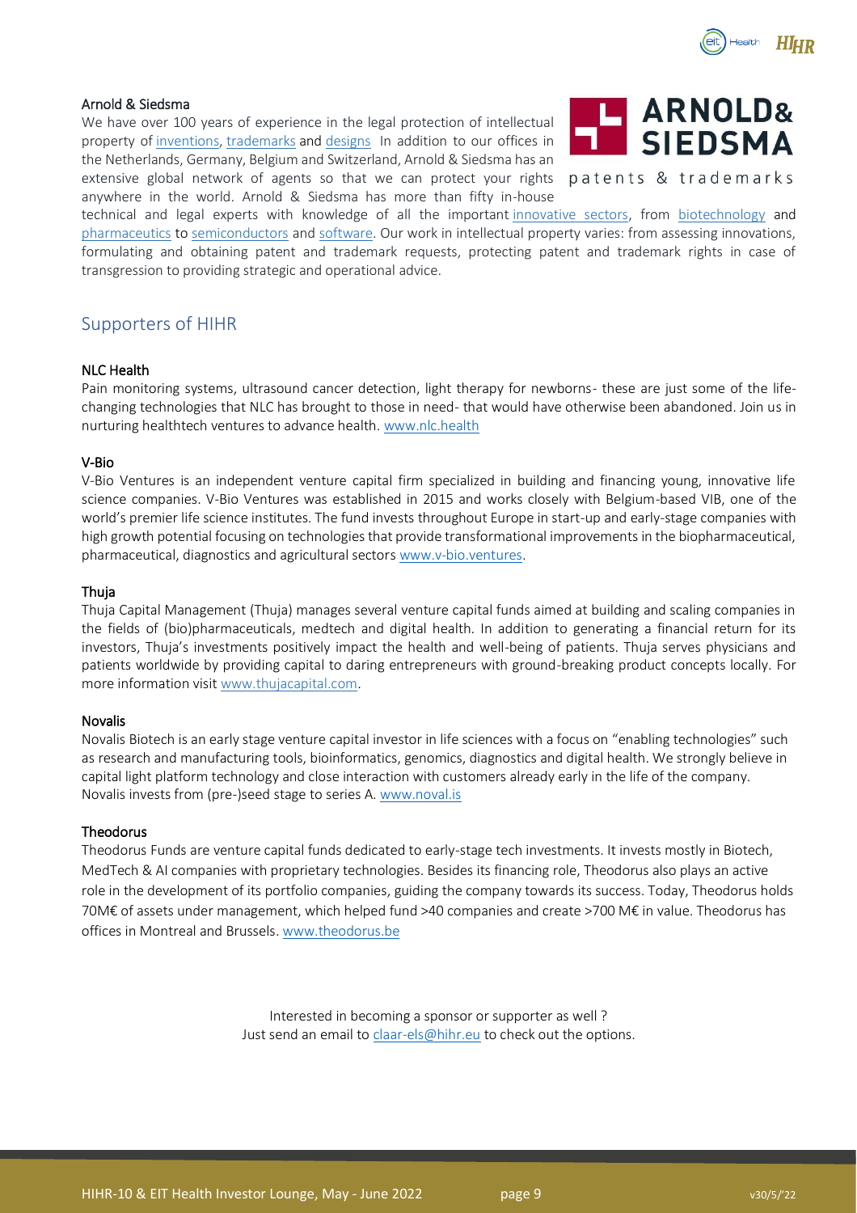### Arnold & Siedsma

We have over 100 years of experience in the legal protection of intellectual property of inventions, trademarks and designs In addition to our offices in the Netherlands, Germany, Belgium and Switzerland, Arnold & Siedsma has an extensive global network of agents so that we can protect your rights anywhere in the world. Arnold & Siedsma has more than fifty in-house technical and legal experts with knowledge of all the important innovative sectors, from biotechnology and pharmaceutics to semiconductors and software. Our work in intellectual property varies: from assessing innovations, formulating and obtaining patent and trademark requests, protecting patent and trademark rights in case of transgression to providing strategic and operational advice.

## Supporters of HIHR

### NLC Health

Pain monitoring systems, ultrasound cancer detection, light therapy for newborns- these are just some of the life-changing technologies that NLC has brought to those in need- that would have otherwise been abandoned. Join us in nurturing healthtech ventures to advance health. www.nlc.health

### V-Bio

V-Bio Ventures is an independent venture capital firm specialized in building and financing young, innovative life science companies. V-Bio Ventures was established in 2015 and works closely with Belgium-based VIB, one of the world's premier life science institutes. The fund invests throughout Europe in start-up and early-stage companies with high growth potential focusing on technologies that provide transformational improvements in the biopharmaceutical, pharmaceutical, diagnostics and agricultural sectors www.v-bio.ventures.

### Thuja

Thuja Capital Management (Thuja) manages several venture capital funds aimed at building and scaling companies in the fields of (bio)pharmaceuticals, medtech and digital health. In addition to generating a financial return for its investors, Thuja's investments positively impact the health and well-being of patients. Thuja serves physicians and patients worldwide by providing capital to daring entrepreneurs with ground-breaking product concepts locally. For more information visit www.thujacapital.com.

### Novalis

Novalis Biotech is an early stage venture capital investor in life sciences with a focus on "enabling technologies" such as research and manufacturing tools, bioinformatics, genomics, diagnostics and digital health. We strongly believe in capital light platform technology and close interaction with customers already early in the life of the company. Novalis invests from (pre-)seed stage to series A. www.noval.is

### Theodorus

Theodorus Funds are venture capital funds dedicated to early-stage tech investments. It invests mostly in Biotech, MedTech & AI companies with proprietary technologies. Besides its financing role, Theodorus also plays an active role in the development of its portfolio companies, guiding the company towards its success. Today, Theodorus holds 70M€ of assets under management, which helped fund >40 companies and create >700 M€ in value. Theodorus has offices in Montreal and Brussels. www.theodorus.be

Interested in becoming a sponsor or supporter as well ?
Just send an email to claar-els@hihr.eu to check out the options.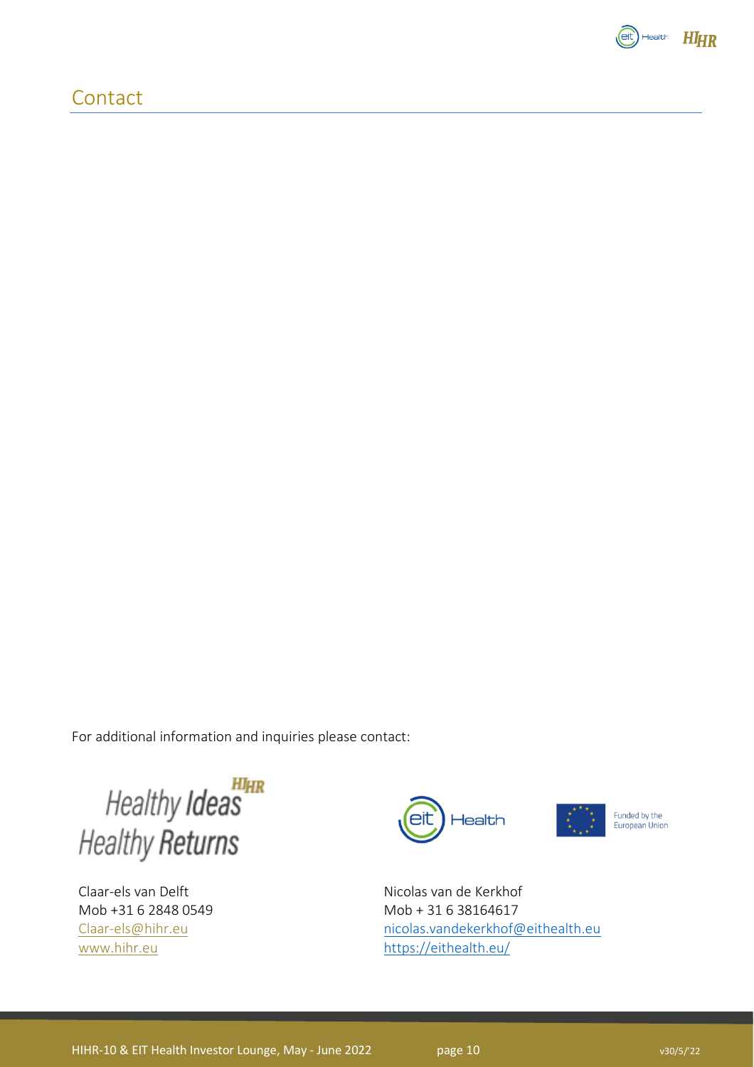## Contact

For additional information and inquiries please contact:

Healthy Ideas Healthy Returns

Funded by the European Union

Claar-els van Delft
Mob +31 6 2848 0549
Claar-els@hihr.eu
www.hihr.eu

Nicolas van de Kerkhof
Mob + 31 6 38164617
nicolas.vandekerkhof@eithealth.eu
https://eithealth.eu/